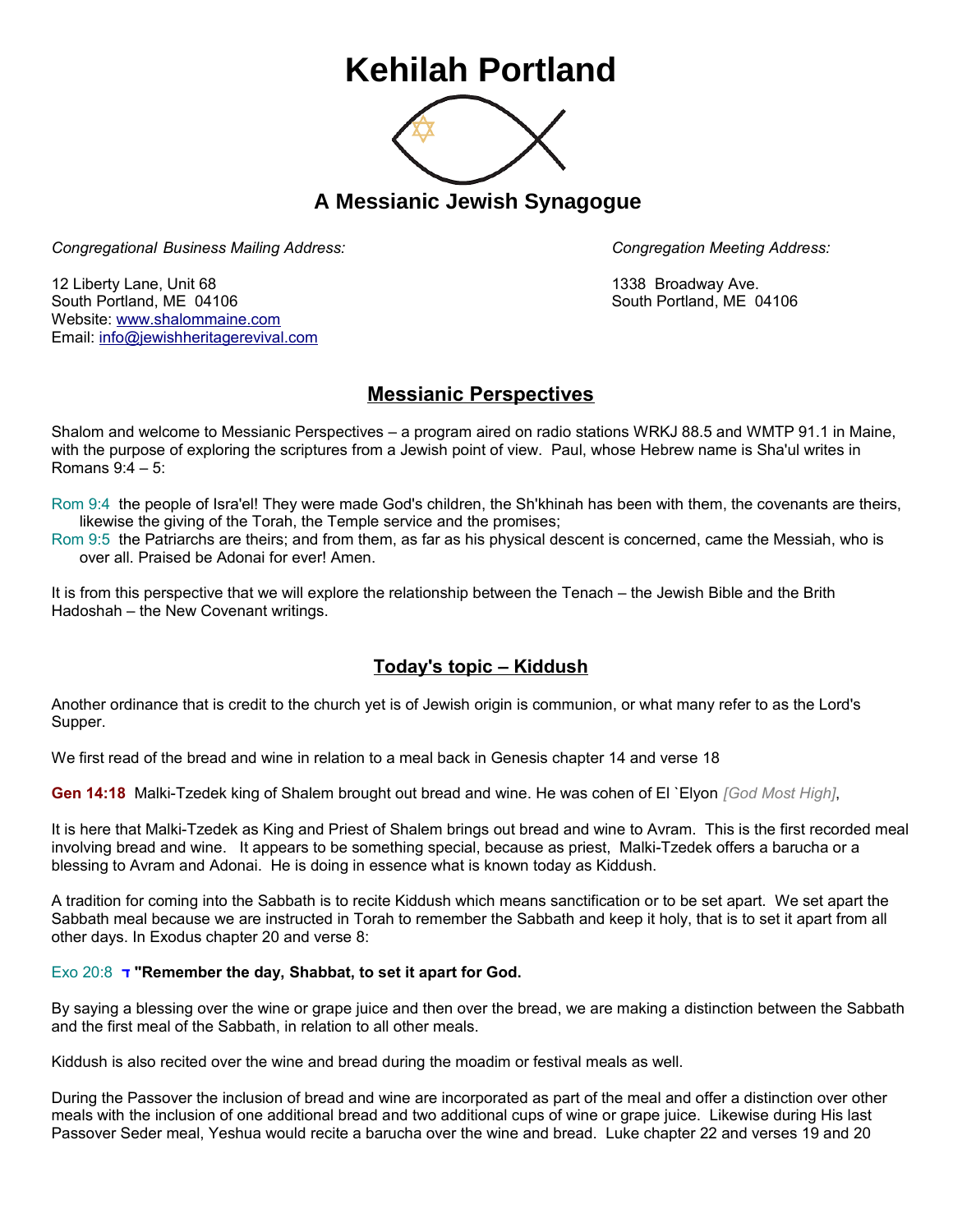# Kehilah Portland

## A Messianic Jewish Synagogue

*Congregational Business Mailing Address:*

12 Liberty Lane, Unit 68
South Portland, ME 04106
Website: www.shalommaine.com
Email: info@jewishheritagerevival.com

*Congregation Meeting Address:*

1338 Broadway Ave.
South Portland, ME 04106

## Messianic Perspectives

Shalom and welcome to Messianic Perspectives – a program aired on radio stations WRKJ 88.5 and WMTP 91.1 in Maine, with the purpose of exploring the scriptures from a Jewish point of view. Paul, whose Hebrew name is Sha'ul writes in Romans 9:4 – 5:

Rom 9:4 the people of Isra'el! They were made God's children, the Sh'khinah has been with them, the covenants are theirs, likewise the giving of the Torah, the Temple service and the promises;
Rom 9:5 the Patriarchs are theirs; and from them, as far as his physical descent is concerned, came the Messiah, who is over all. Praised be Adonai for ever! Amen.

It is from this perspective that we will explore the relationship between the Tenach – the Jewish Bible and the Brith Hadoshah – the New Covenant writings.

## Today's topic – Kiddush

Another ordinance that is credit to the church yet is of Jewish origin is communion, or what many refer to as the Lord's Supper.

We first read of the bread and wine in relation to a meal back in Genesis chapter 14 and verse 18

**Gen 14:18** Malki-Tzedek king of Shalem brought out bread and wine. He was cohen of El `Elyon *[God Most High]*,

It is here that Malki-Tzedek as King and Priest of Shalem brings out bread and wine to Avram. This is the first recorded meal involving bread and wine. It appears to be something special, because as priest, Malki-Tzedek offers a barucha or a blessing to Avram and Adonai. He is doing in essence what is known today as Kiddush.

A tradition for coming into the Sabbath is to recite Kiddush which means sanctification or to be set apart. We set apart the Sabbath meal because we are instructed in Torah to remember the Sabbath and keep it holy, that is to set it apart from all other days. In Exodus chapter 20 and verse 8:

Exo 20:8 **ד "Remember the day, Shabbat, to set it apart for God.**

By saying a blessing over the wine or grape juice and then over the bread, we are making a distinction between the Sabbath and the first meal of the Sabbath, in relation to all other meals.

Kiddush is also recited over the wine and bread during the moadim or festival meals as well.

During the Passover the inclusion of bread and wine are incorporated as part of the meal and offer a distinction over other meals with the inclusion of one additional bread and two additional cups of wine or grape juice. Likewise during His last Passover Seder meal, Yeshua would recite a barucha over the wine and bread. Luke chapter 22 and verses 19 and 20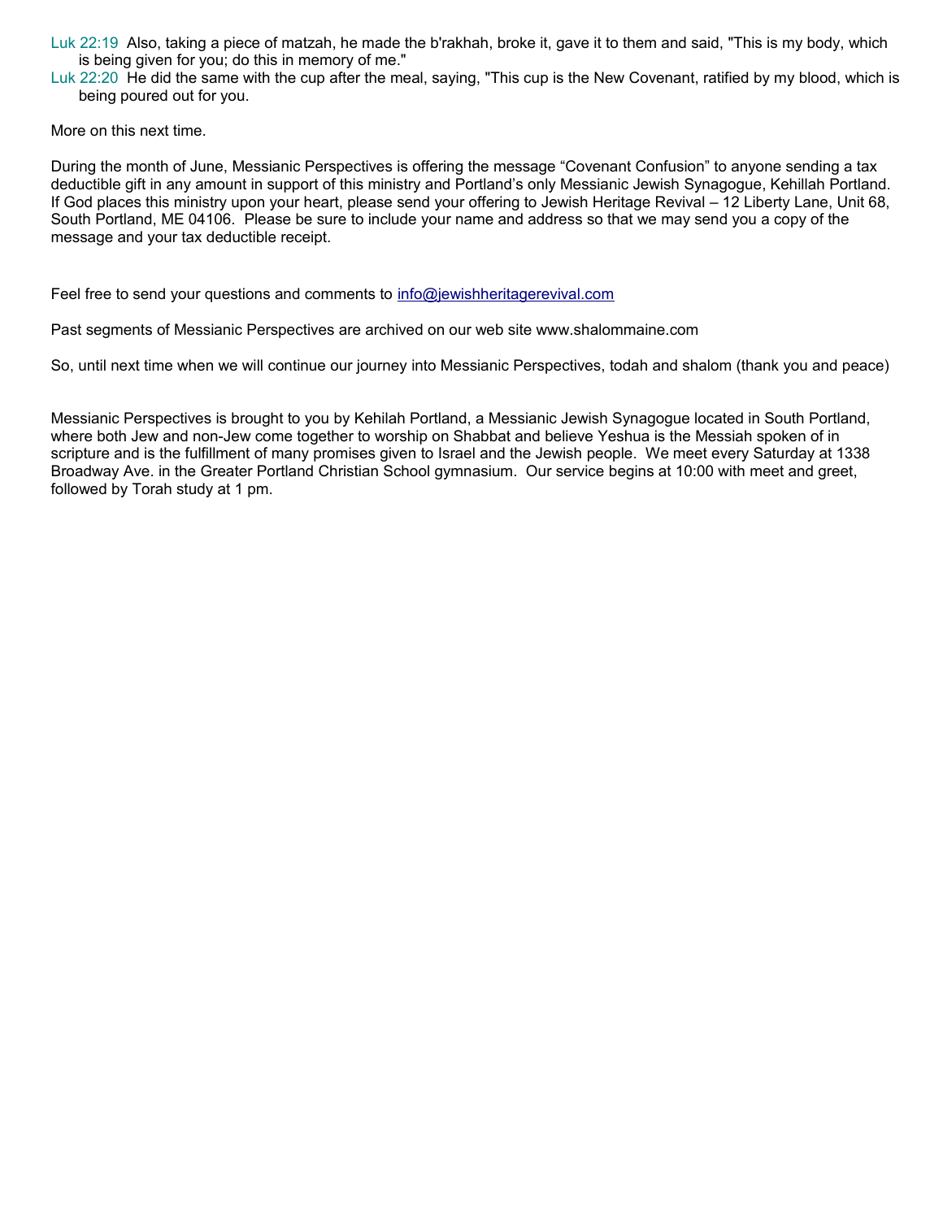Luk 22:19 Also, taking a piece of matzah, he made the b'rakhah, broke it, gave it to them and said, "This is my body, which is being given for you; do this in memory of me."
Luk 22:20 He did the same with the cup after the meal, saying, "This cup is the New Covenant, ratified by my blood, which is being poured out for you.

More on this next time.

During the month of June, Messianic Perspectives is offering the message "Covenant Confusion" to anyone sending a tax deductible gift in any amount in support of this ministry and Portland's only Messianic Jewish Synagogue, Kehillah Portland. If God places this ministry upon your heart, please send your offering to Jewish Heritage Revival – 12 Liberty Lane, Unit 68, South Portland, ME 04106. Please be sure to include your name and address so that we may send you a copy of the message and your tax deductible receipt.

Feel free to send your questions and comments to info@jewishheritagerevival.com

Past segments of Messianic Perspectives are archived on our web site www.shalommaine.com

So, until next time when we will continue our journey into Messianic Perspectives, todah and shalom (thank you and peace)

Messianic Perspectives is brought to you by Kehilah Portland, a Messianic Jewish Synagogue located in South Portland, where both Jew and non-Jew come together to worship on Shabbat and believe Yeshua is the Messiah spoken of in scripture and is the fulfillment of many promises given to Israel and the Jewish people. We meet every Saturday at 1338 Broadway Ave. in the Greater Portland Christian School gymnasium. Our service begins at 10:00 with meet and greet, followed by Torah study at 1 pm.